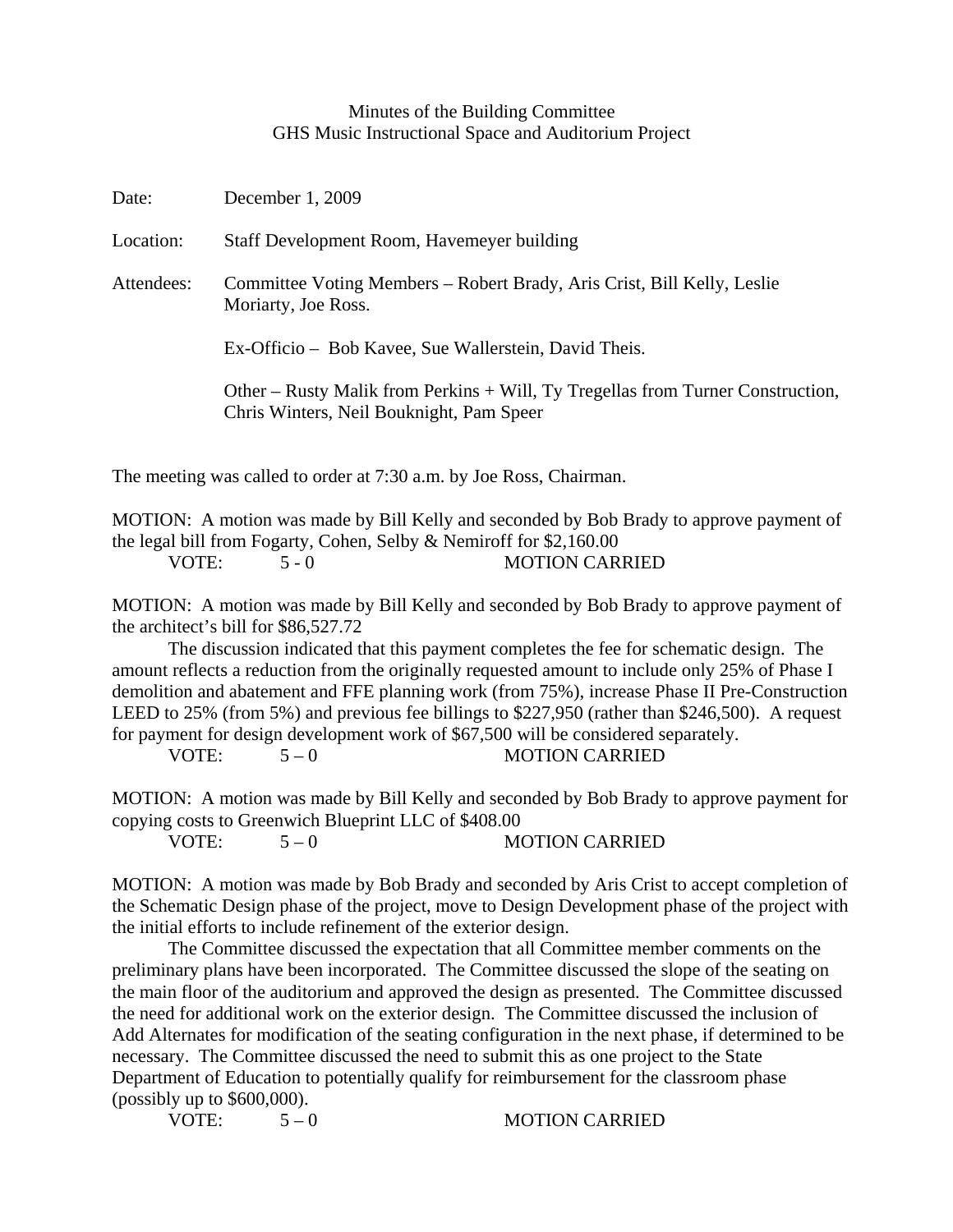# Minutes of the Building Committee
## GHS Music Instructional Space and Auditorium Project

Date: December 1, 2009

Location: Staff Development Room, Havemeyer building

Attendees: Committee Voting Members – Robert Brady, Aris Crist, Bill Kelly, Leslie Moriarty, Joe Ross.

Ex-Officio – Bob Kavee, Sue Wallerstein, David Theis.

Other – Rusty Malik from Perkins + Will, Ty Tregellas from Turner Construction, Chris Winters, Neil Bouknight, Pam Speer

The meeting was called to order at 7:30 a.m. by Joe Ross, Chairman.

MOTION: A motion was made by Bill Kelly and seconded by Bob Brady to approve payment of the legal bill from Fogarty, Cohen, Selby & Nemiroff for $2,160.00

VOTE: 5 - 0 MOTION CARRIED

MOTION: A motion was made by Bill Kelly and seconded by Bob Brady to approve payment of the architect's bill for $86,527.72

The discussion indicated that this payment completes the fee for schematic design. The amount reflects a reduction from the originally requested amount to include only 25% of Phase I demolition and abatement and FFE planning work (from 75%), increase Phase II Pre-Construction LEED to 25% (from 5%) and previous fee billings to $227,950 (rather than $246,500). A request for payment for design development work of $67,500 will be considered separately.

VOTE: 5 – 0 MOTION CARRIED

MOTION: A motion was made by Bill Kelly and seconded by Bob Brady to approve payment for copying costs to Greenwich Blueprint LLC of $408.00

VOTE: 5 – 0 MOTION CARRIED

MOTION: A motion was made by Bob Brady and seconded by Aris Crist to accept completion of the Schematic Design phase of the project, move to Design Development phase of the project with the initial efforts to include refinement of the exterior design.

The Committee discussed the expectation that all Committee member comments on the preliminary plans have been incorporated. The Committee discussed the slope of the seating on the main floor of the auditorium and approved the design as presented. The Committee discussed the need for additional work on the exterior design. The Committee discussed the inclusion of Add Alternates for modification of the seating configuration in the next phase, if determined to be necessary. The Committee discussed the need to submit this as one project to the State Department of Education to potentially qualify for reimbursement for the classroom phase (possibly up to $600,000).

VOTE: 5 – 0 MOTION CARRIED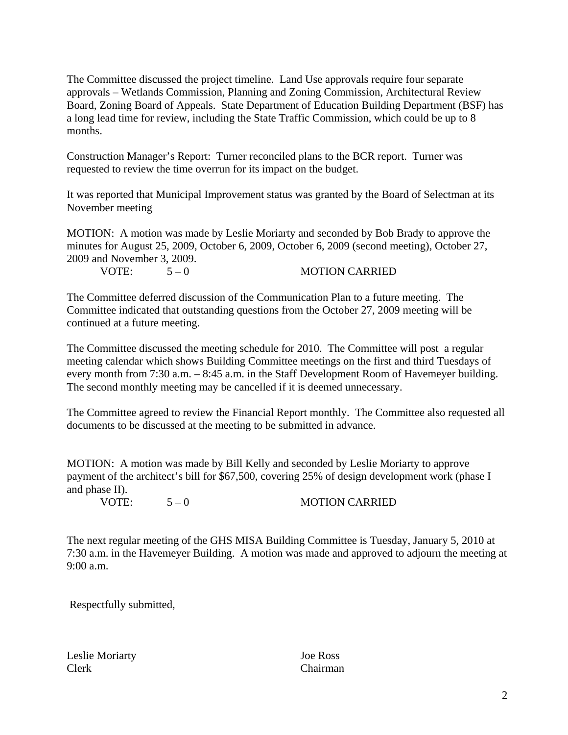The Committee discussed the project timeline. Land Use approvals require four separate approvals – Wetlands Commission, Planning and Zoning Commission, Architectural Review Board, Zoning Board of Appeals. State Department of Education Building Department (BSF) has a long lead time for review, including the State Traffic Commission, which could be up to 8 months.

Construction Manager's Report: Turner reconciled plans to the BCR report. Turner was requested to review the time overrun for its impact on the budget.

It was reported that Municipal Improvement status was granted by the Board of Selectman at its November meeting

MOTION: A motion was made by Leslie Moriarty and seconded by Bob Brady to approve the minutes for August 25, 2009, October 6, 2009, October 6, 2009 (second meeting), October 27, 2009 and November 3, 2009.

VOTE: 5 – 0 MOTION CARRIED

The Committee deferred discussion of the Communication Plan to a future meeting. The Committee indicated that outstanding questions from the October 27, 2009 meeting will be continued at a future meeting.

The Committee discussed the meeting schedule for 2010. The Committee will post a regular meeting calendar which shows Building Committee meetings on the first and third Tuesdays of every month from 7:30 a.m. – 8:45 a.m. in the Staff Development Room of Havemeyer building. The second monthly meeting may be cancelled if it is deemed unnecessary.

The Committee agreed to review the Financial Report monthly. The Committee also requested all documents to be discussed at the meeting to be submitted in advance.

MOTION: A motion was made by Bill Kelly and seconded by Leslie Moriarty to approve payment of the architect's bill for $67,500, covering 25% of design development work (phase I and phase II).

VOTE: 5 – 0 MOTION CARRIED

The next regular meeting of the GHS MISA Building Committee is Tuesday, January 5, 2010 at 7:30 a.m. in the Havemeyer Building. A motion was made and approved to adjourn the meeting at 9:00 a.m.

Respectfully submitted,

Leslie Moriarty
Clerk

Joe Ross
Chairman